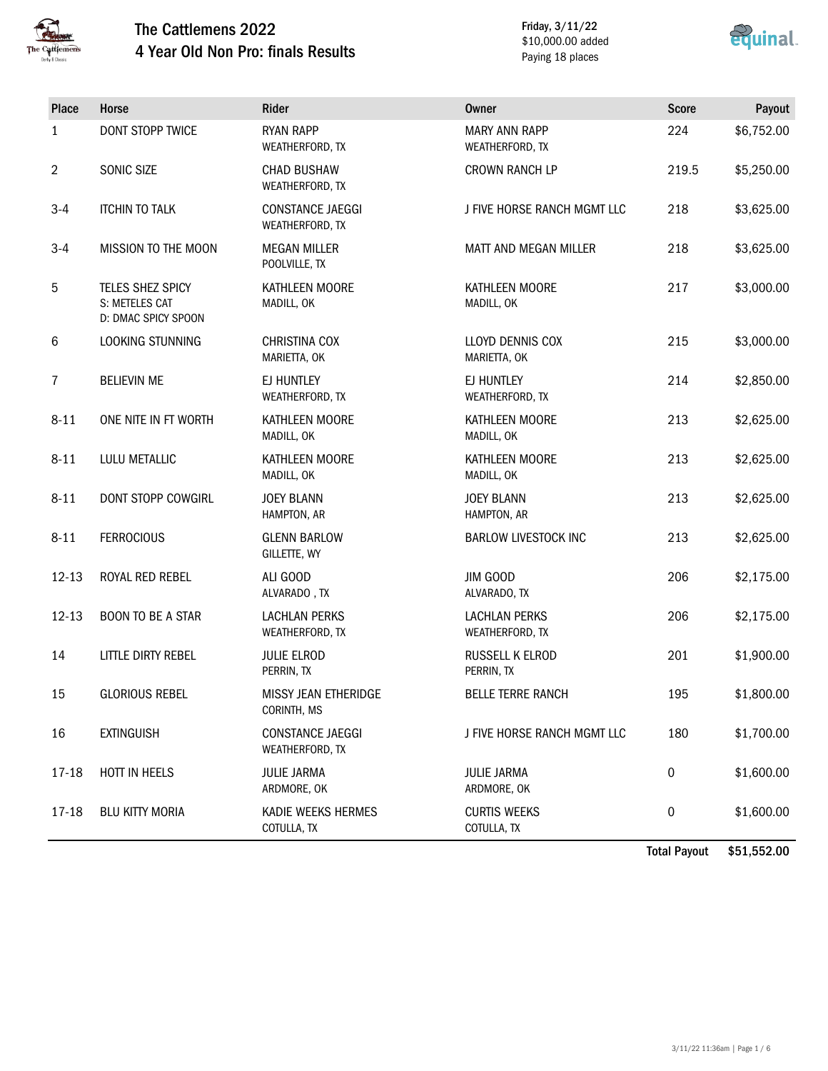# The Cattlemens 2022
## 4 Year Old Non Pro: finals Results

Friday, 3/11/22
$10,000.00 added
Paying 18 places

| Place | Horse | Rider | Owner | Score | Payout |
|---|---|---|---|---|---|
| 1 | DONT STOPP TWICE | RYAN RAPP<br>WEATHERFORD, TX | MARY ANN RAPP<br>WEATHERFORD, TX | 224 | $6,752.00 |
| 2 | SONIC SIZE | CHAD BUSHAW<br>WEATHERFORD, TX | CROWN RANCH LP | 219.5 | $5,250.00 |
| 3-4 | ITCHIN TO TALK | CONSTANCE JAEGGI<br>WEATHERFORD, TX | J FIVE HORSE RANCH MGMT LLC | 218 | $3,625.00 |
| 3-4 | MISSION TO THE MOON | MEGAN MILLER<br>POOLVILLE, TX | MATT AND MEGAN MILLER | 218 | $3,625.00 |
| 5 | TELES SHEZ SPICY<br>S: METELES CAT<br>D: DMAC SPICY SPOON | KATHLEEN MOORE<br>MADILL, OK | KATHLEEN MOORE<br>MADILL, OK | 217 | $3,000.00 |
| 6 | LOOKING STUNNING | CHRISTINA COX<br>MARIETTA, OK | LLOYD DENNIS COX<br>MARIETTA, OK | 215 | $3,000.00 |
| 7 | BELIEVIN ME | EJ HUNTLEY<br>WEATHERFORD, TX | EJ HUNTLEY<br>WEATHERFORD, TX | 214 | $2,850.00 |
| 8-11 | ONE NITE IN FT WORTH | KATHLEEN MOORE<br>MADILL, OK | KATHLEEN MOORE<br>MADILL, OK | 213 | $2,625.00 |
| 8-11 | LULU METALLIC | KATHLEEN MOORE<br>MADILL, OK | KATHLEEN MOORE<br>MADILL, OK | 213 | $2,625.00 |
| 8-11 | DONT STOPP COWGIRL | JOEY BLANN<br>HAMPTON, AR | JOEY BLANN<br>HAMPTON, AR | 213 | $2,625.00 |
| 8-11 | FERROCIOUS | GLENN BARLOW<br>GILLETTE, WY | BARLOW LIVESTOCK INC | 213 | $2,625.00 |
| 12-13 | ROYAL RED REBEL | ALI GOOD<br>ALVARADO , TX | JIM GOOD<br>ALVARADO, TX | 206 | $2,175.00 |
| 12-13 | BOON TO BE A STAR | LACHLAN PERKS<br>WEATHERFORD, TX | LACHLAN PERKS<br>WEATHERFORD, TX | 206 | $2,175.00 |
| 14 | LITTLE DIRTY REBEL | JULIE ELROD<br>PERRIN, TX | RUSSELL K ELROD<br>PERRIN, TX | 201 | $1,900.00 |
| 15 | GLORIOUS REBEL | MISSY JEAN ETHERIDGE<br>CORINTH, MS | BELLE TERRE RANCH | 195 | $1,800.00 |
| 16 | EXTINGUISH | CONSTANCE JAEGGI<br>WEATHERFORD, TX | J FIVE HORSE RANCH MGMT LLC | 180 | $1,700.00 |
| 17-18 | HOTT IN HEELS | JULIE JARMA<br>ARDMORE, OK | JULIE JARMA<br>ARDMORE, OK | 0 | $1,600.00 |
| 17-18 | BLU KITTY MORIA | KADIE WEEKS HERMES<br>COTULLA, TX | CURTIS WEEKS<br>COTULLA, TX | 0 | $1,600.00 |
| | | | | **Total Payout** | **$51,552.00** |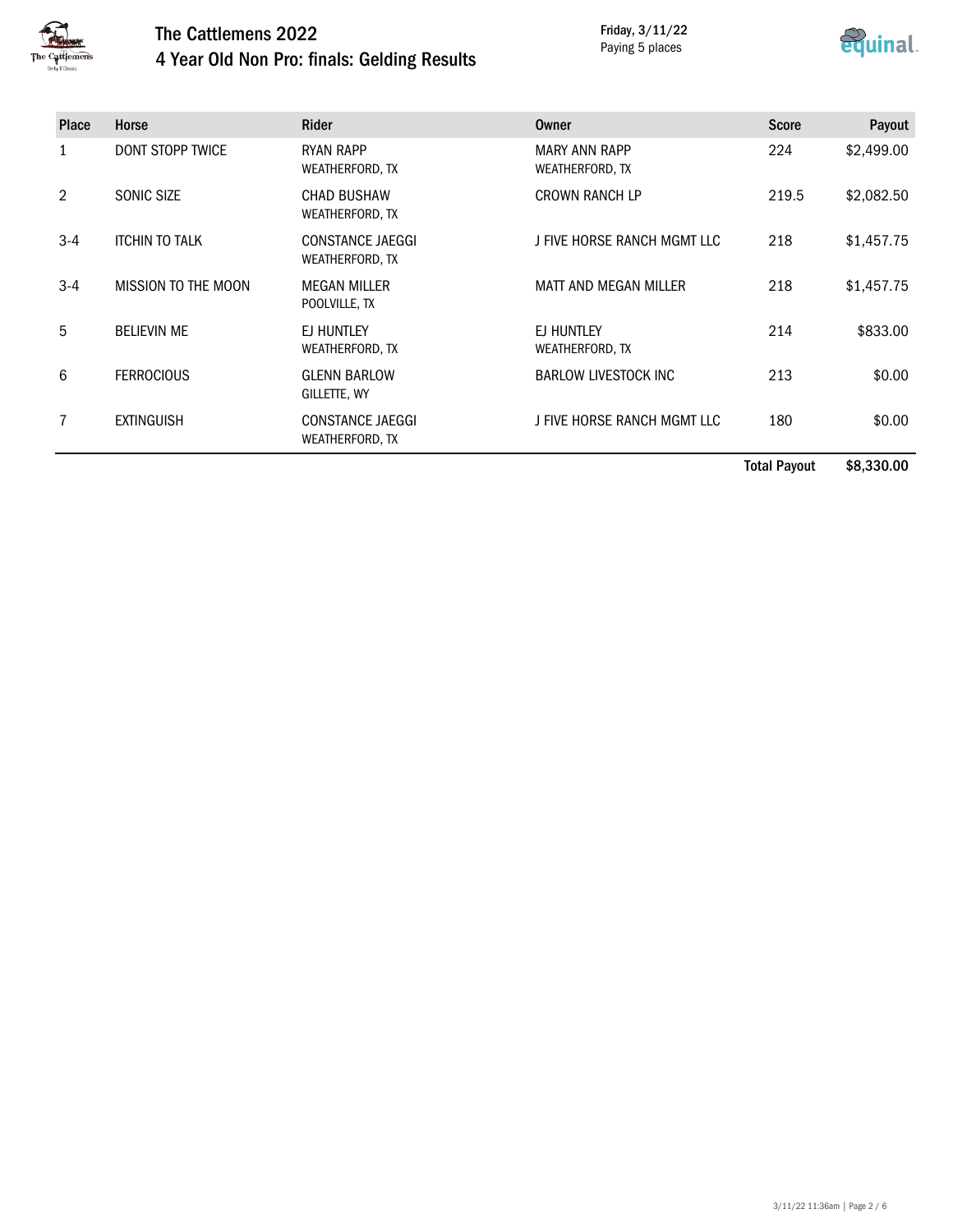# The Cattlemens 2022

## 4 Year Old Non Pro: finals: Gelding Results

**Friday, 3/11/22**
Paying 5 places

| Place | Horse | Rider | Owner | Score | Payout |
|---|---|---|---|---|---|
| 1 | DONT STOPP TWICE | RYAN RAPP<br>WEATHERFORD, TX | MARY ANN RAPP<br>WEATHERFORD, TX | 224 | $2,499.00 |
| 2 | SONIC SIZE | CHAD BUSHAW<br>WEATHERFORD, TX | CROWN RANCH LP | 219.5 | $2,082.50 |
| 3-4 | ITCHIN TO TALK | CONSTANCE JAEGGI<br>WEATHERFORD, TX | J FIVE HORSE RANCH MGMT LLC | 218 | $1,457.75 |
| 3-4 | MISSION TO THE MOON | MEGAN MILLER<br>POOLVILLE, TX | MATT AND MEGAN MILLER | 218 | $1,457.75 |
| 5 | BELIEVIN ME | EJ HUNTLEY<br>WEATHERFORD, TX | EJ HUNTLEY<br>WEATHERFORD, TX | 214 | $833.00 |
| 6 | FERROCIOUS | GLENN BARLOW<br>GILLETTE, WY | BARLOW LIVESTOCK INC | 213 | $0.00 |
| 7 | EXTINGUISH | CONSTANCE JAEGGI<br>WEATHERFORD, TX | J FIVE HORSE RANCH MGMT LLC | 180 | $0.00 |
| | | | | **Total Payout** | **$8,330.00** |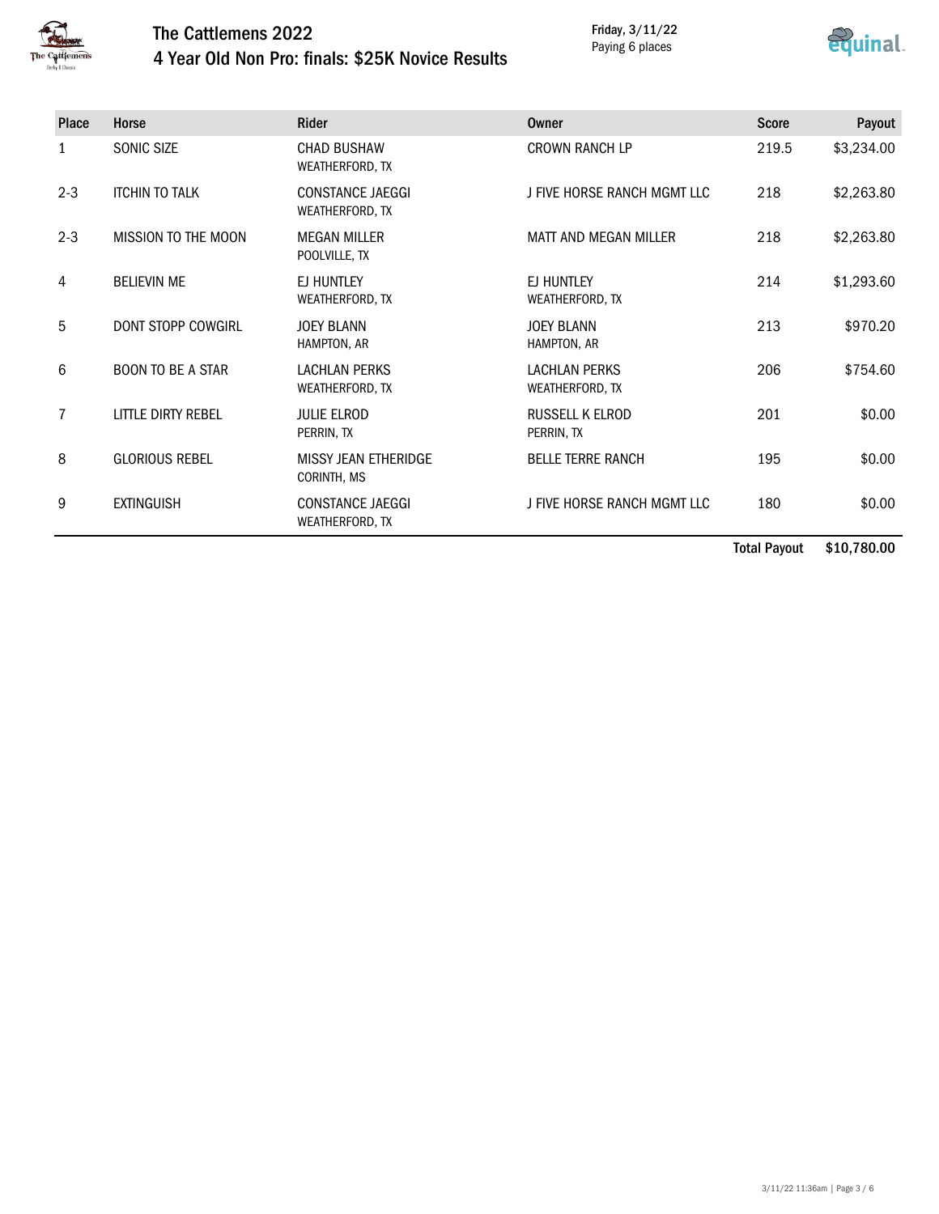# The Cattlemens 2022

## 4 Year Old Non Pro: finals: $25K Novice Results

Friday, 3/11/22
Paying 6 places

| Place | Horse | Rider | Owner | Score | Payout |
|---|---|---|---|---|---|
| 1 | SONIC SIZE | CHAD BUSHAW<br>WEATHERFORD, TX | CROWN RANCH LP | 219.5 | $3,234.00 |
| 2-3 | ITCHIN TO TALK | CONSTANCE JAEGGI<br>WEATHERFORD, TX | J FIVE HORSE RANCH MGMT LLC | 218 | $2,263.80 |
| 2-3 | MISSION TO THE MOON | MEGAN MILLER<br>POOLVILLE, TX | MATT AND MEGAN MILLER | 218 | $2,263.80 |
| 4 | BELIEVIN ME | EJ HUNTLEY<br>WEATHERFORD, TX | EJ HUNTLEY<br>WEATHERFORD, TX | 214 | $1,293.60 |
| 5 | DONT STOPP COWGIRL | JOEY BLANN<br>HAMPTON, AR | JOEY BLANN<br>HAMPTON, AR | 213 | $970.20 |
| 6 | BOON TO BE A STAR | LACHLAN PERKS<br>WEATHERFORD, TX | LACHLAN PERKS<br>WEATHERFORD, TX | 206 | $754.60 |
| 7 | LITTLE DIRTY REBEL | JULIE ELROD<br>PERRIN, TX | RUSSELL K ELROD<br>PERRIN, TX | 201 | $0.00 |
| 8 | GLORIOUS REBEL | MISSY JEAN ETHERIDGE<br>CORINTH, MS | BELLE TERRE RANCH | 195 | $0.00 |
| 9 | EXTINGUISH | CONSTANCE JAEGGI<br>WEATHERFORD, TX | J FIVE HORSE RANCH MGMT LLC | 180 | $0.00 |
| | | | | **Total Payout** | **$10,780.00** |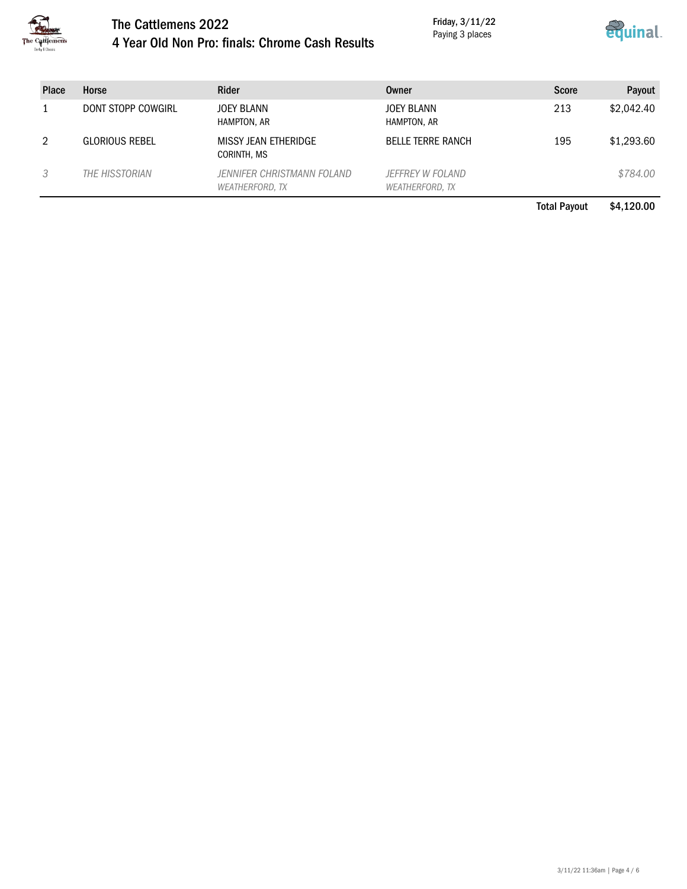# The Cattlemens 2022

## 4 Year Old Non Pro: finals: Chrome Cash Results

Friday, 3/11/22
Paying 3 places

| Place | Horse | Rider | Owner | Score | Payout |
|---|---|---|---|---|---|
| 1 | DONT STOPP COWGIRL | JOEY BLANN<br>HAMPTON, AR | JOEY BLANN<br>HAMPTON, AR | 213 | $2,042.40 |
| 2 | GLORIOUS REBEL | MISSY JEAN ETHERIDGE<br>CORINTH, MS | BELLE TERRE RANCH | 195 | $1,293.60 |
| *3* | *THE HISSTORIAN* | *JENNIFER CHRISTMANN FOLAND*<br>*WEATHERFORD, TX* | *JEFFREY W FOLAND*<br>*WEATHERFORD, TX* | | *$784.00* |
| | | | | **Total Payout** | **$4,120.00** |

3/11/22 11:36am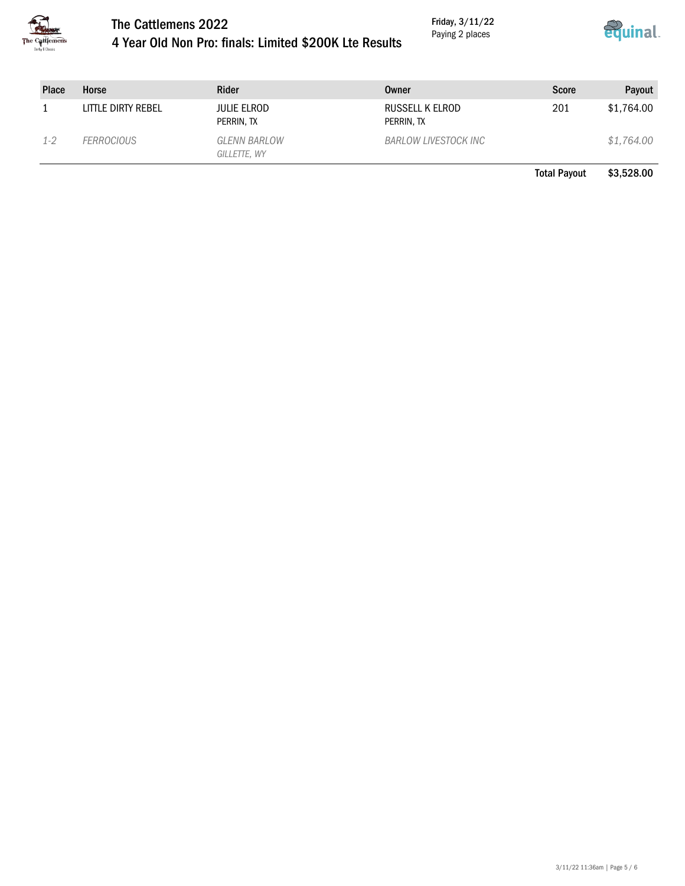# The Cattlemens 2022

## 4 Year Old Non Pro: finals: Limited $200K Lte Results

**Friday, 3/11/22**
Paying 2 places

| Place | Horse | Rider | Owner | Score | Payout |
|---|---|---|---|---|---|
| 1 | LITTLE DIRTY REBEL | JULIE ELROD<br>PERRIN, TX | RUSSELL K ELROD<br>PERRIN, TX | 201 | $1,764.00 |
| *1-2* | *FERROCIOUS* | *GLENN BARLOW*<br>*GILLETTE, WY* | *BARLOW LIVESTOCK INC* | | *$1,764.00* |
| | | | | **Total Payout** | **$3,528.00** |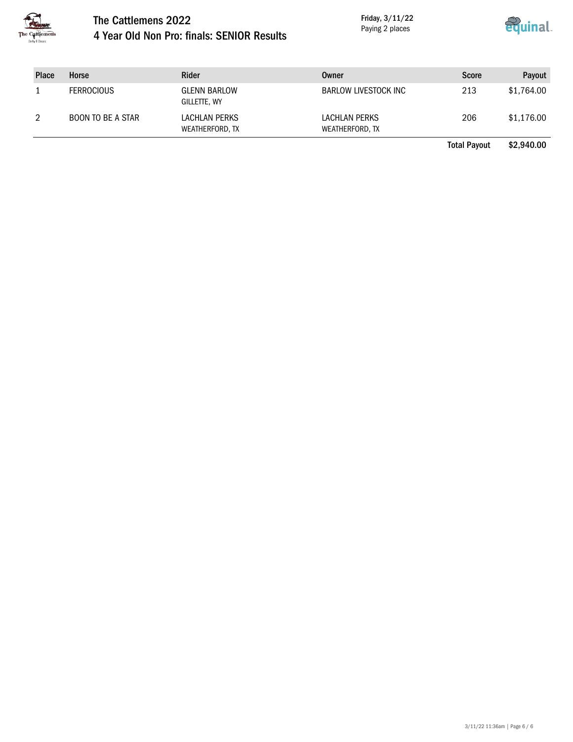# The Cattlemens 2022

## 4 Year Old Non Pro: finals: SENIOR Results

Friday, 3/11/22
Paying 2 places

| Place | Horse | Rider | Owner | Score | Payout |
|---|---|---|---|---|---|
| 1 | FERROCIOUS | GLENN BARLOW<br>GILLETTE, WY | BARLOW LIVESTOCK INC | 213 | $1,764.00 |
| 2 | BOON TO BE A STAR | LACHLAN PERKS<br>WEATHERFORD, TX | LACHLAN PERKS<br>WEATHERFORD, TX | 206 | $1,176.00 |
| | | | | Total Payout | $2,940.00 |